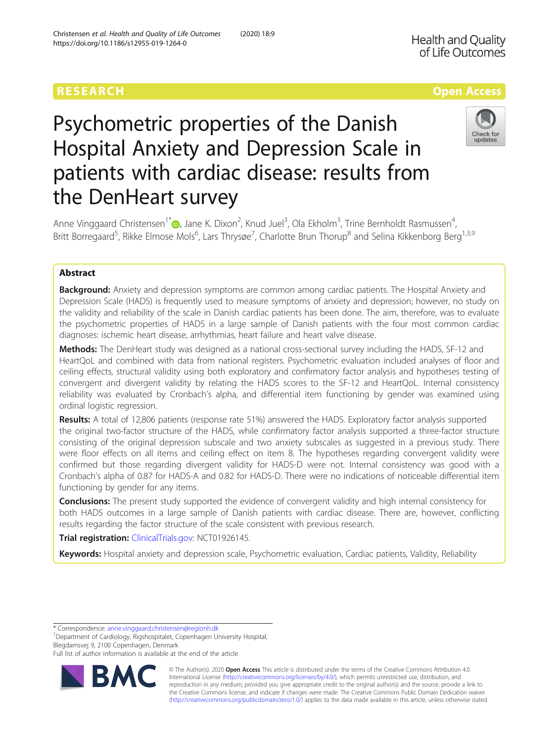RESEARCH

Open Access

# Psychometric properties of the Danish Hospital Anxiety and Depression Scale in patients with cardiac disease: results from the DenHeart survey

Anne Vinggaard Christensen[1*], Jane K. Dixon[2], Knud Juel[3], Ola Ekholm[3], Trine Bernholdt Rasmussen[4], Britt Borregaard[5], Rikke Elmose Mols[6], Lars Thrysøe[7], Charlotte Brun Thorup[8] and Selina Kikkenborg Berg[1,3,9]

## Abstract

**Background:** Anxiety and depression symptoms are common among cardiac patients. The Hospital Anxiety and Depression Scale (HADS) is frequently used to measure symptoms of anxiety and depression; however, no study on the validity and reliability of the scale in Danish cardiac patients has been done. The aim, therefore, was to evaluate the psychometric properties of HADS in a large sample of Danish patients with the four most common cardiac diagnoses: ischemic heart disease, arrhythmias, heart failure and heart valve disease.

**Methods:** The DenHeart study was designed as a national cross-sectional survey including the HADS, SF-12 and HeartQoL and combined with data from national registers. Psychometric evaluation included analyses of floor and ceiling effects, structural validity using both exploratory and confirmatory factor analysis and hypotheses testing of convergent and divergent validity by relating the HADS scores to the SF-12 and HeartQoL. Internal consistency reliability was evaluated by Cronbach's alpha, and differential item functioning by gender was examined using ordinal logistic regression.

**Results:** A total of 12,806 patients (response rate 51%) answered the HADS. Exploratory factor analysis supported the original two-factor structure of the HADS, while confirmatory factor analysis supported a three-factor structure consisting of the original depression subscale and two anxiety subscales as suggested in a previous study. There were floor effects on all items and ceiling effect on item 8. The hypotheses regarding convergent validity were confirmed but those regarding divergent validity for HADS-D were not. Internal consistency was good with a Cronbach's alpha of 0.87 for HADS-A and 0.82 for HADS-D. There were no indications of noticeable differential item functioning by gender for any items.

**Conclusions:** The present study supported the evidence of convergent validity and high internal consistency for both HADS outcomes in a large sample of Danish patients with cardiac disease. There are, however, conflicting results regarding the factor structure of the scale consistent with previous research.

**Trial registration:** ClinicalTrials.gov: NCT01926145.

**Keywords:** Hospital anxiety and depression scale, Psychometric evaluation, Cardiac patients, Validity, Reliability

---

* Correspondence: anne.vinggaard.christensen@regionh.dk

[1]Department of Cardiology, Rigshospitalet, Copenhagen University Hospital, Blegdamsvej 9, 2100 Copenhagen, Denmark

Full list of author information is available at the end of the article

© The Author(s). 2020 **Open Access** This article is distributed under the terms of the Creative Commons Attribution 4.0 International License (http://creativecommons.org/licenses/by/4.0/), which permits unrestricted use, distribution, and reproduction in any medium, provided you give appropriate credit to the original author(s) and the source, provide a link to the Creative Commons license, and indicate if changes were made. The Creative Commons Public Domain Dedication waiver (http://creativecommons.org/publicdomain/zero/1.0/) applies to the data made available in this article, unless otherwise stated.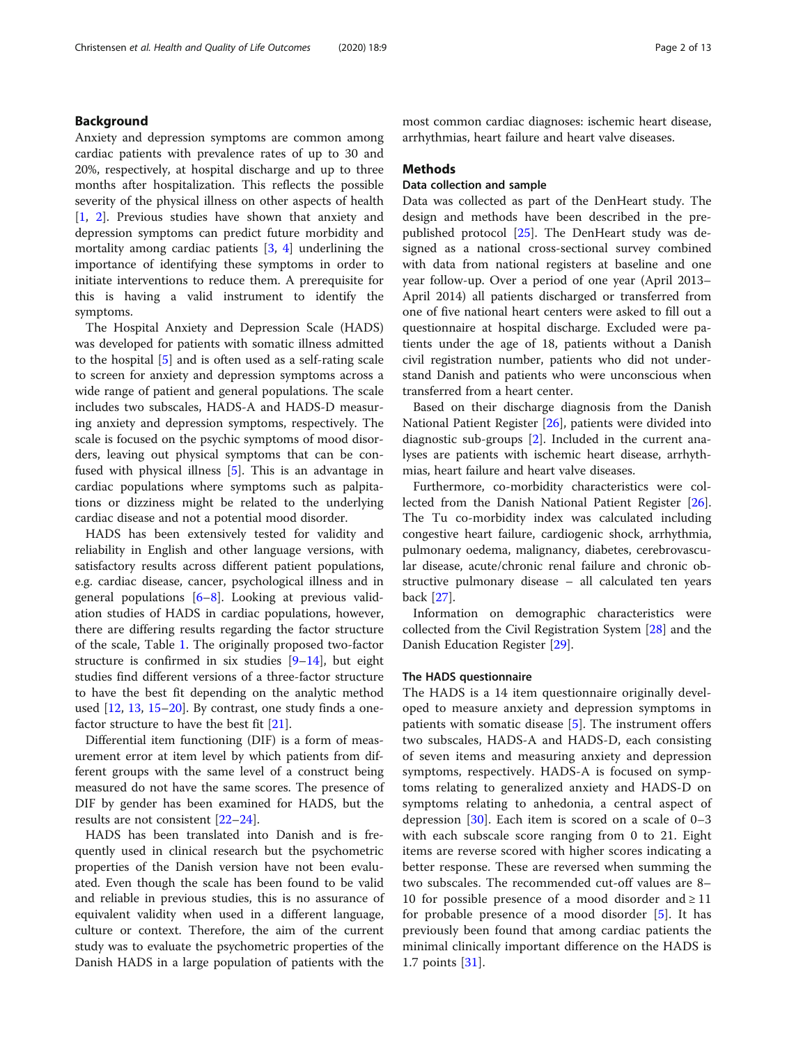## Background

Anxiety and depression symptoms are common among cardiac patients with prevalence rates of up to 30 and 20%, respectively, at hospital discharge and up to three months after hospitalization. This reflects the possible severity of the physical illness on other aspects of health [1, 2]. Previous studies have shown that anxiety and depression symptoms can predict future morbidity and mortality among cardiac patients [3, 4] underlining the importance of identifying these symptoms in order to initiate interventions to reduce them. A prerequisite for this is having a valid instrument to identify the symptoms.

The Hospital Anxiety and Depression Scale (HADS) was developed for patients with somatic illness admitted to the hospital [5] and is often used as a self-rating scale to screen for anxiety and depression symptoms across a wide range of patient and general populations. The scale includes two subscales, HADS-A and HADS-D measuring anxiety and depression symptoms, respectively. The scale is focused on the psychic symptoms of mood disorders, leaving out physical symptoms that can be confused with physical illness [5]. This is an advantage in cardiac populations where symptoms such as palpitations or dizziness might be related to the underlying cardiac disease and not a potential mood disorder.

HADS has been extensively tested for validity and reliability in English and other language versions, with satisfactory results across different patient populations, e.g. cardiac disease, cancer, psychological illness and in general populations [6–8]. Looking at previous validation studies of HADS in cardiac populations, however, there are differing results regarding the factor structure of the scale, Table 1. The originally proposed two-factor structure is confirmed in six studies [9–14], but eight studies find different versions of a three-factor structure to have the best fit depending on the analytic method used [12, 13, 15–20]. By contrast, one study finds a one-factor structure to have the best fit [21].

Differential item functioning (DIF) is a form of measurement error at item level by which patients from different groups with the same level of a construct being measured do not have the same scores. The presence of DIF by gender has been examined for HADS, but the results are not consistent [22–24].

HADS has been translated into Danish and is frequently used in clinical research but the psychometric properties of the Danish version have not been evaluated. Even though the scale has been found to be valid and reliable in previous studies, this is no assurance of equivalent validity when used in a different language, culture or context. Therefore, the aim of the current study was to evaluate the psychometric properties of the Danish HADS in a large population of patients with the most common cardiac diagnoses: ischemic heart disease, arrhythmias, heart failure and heart valve diseases.

## Methods

### Data collection and sample

Data was collected as part of the DenHeart study. The design and methods have been described in the pre-published protocol [25]. The DenHeart study was designed as a national cross-sectional survey combined with data from national registers at baseline and one year follow-up. Over a period of one year (April 2013–April 2014) all patients discharged or transferred from one of five national heart centers were asked to fill out a questionnaire at hospital discharge. Excluded were patients under the age of 18, patients without a Danish civil registration number, patients who did not understand Danish and patients who were unconscious when transferred from a heart center.

Based on their discharge diagnosis from the Danish National Patient Register [26], patients were divided into diagnostic sub-groups [2]. Included in the current analyses are patients with ischemic heart disease, arrhythmias, heart failure and heart valve diseases.

Furthermore, co-morbidity characteristics were collected from the Danish National Patient Register [26]. The Tu co-morbidity index was calculated including congestive heart failure, cardiogenic shock, arrhythmia, pulmonary oedema, malignancy, diabetes, cerebrovascular disease, acute/chronic renal failure and chronic obstructive pulmonary disease – all calculated ten years back [27].

Information on demographic characteristics were collected from the Civil Registration System [28] and the Danish Education Register [29].

### The HADS questionnaire

The HADS is a 14 item questionnaire originally developed to measure anxiety and depression symptoms in patients with somatic disease [5]. The instrument offers two subscales, HADS-A and HADS-D, each consisting of seven items and measuring anxiety and depression symptoms, respectively. HADS-A is focused on symptoms relating to generalized anxiety and HADS-D on symptoms relating to anhedonia, a central aspect of depression [30]. Each item is scored on a scale of 0–3 with each subscale score ranging from 0 to 21. Eight items are reverse scored with higher scores indicating a better response. These are reversed when summing the two subscales. The recommended cut-off values are 8–10 for possible presence of a mood disorder and $\geq 11$ for probable presence of a mood disorder [5]. It has previously been found that among cardiac patients the minimal clinically important difference on the HADS is 1.7 points [31].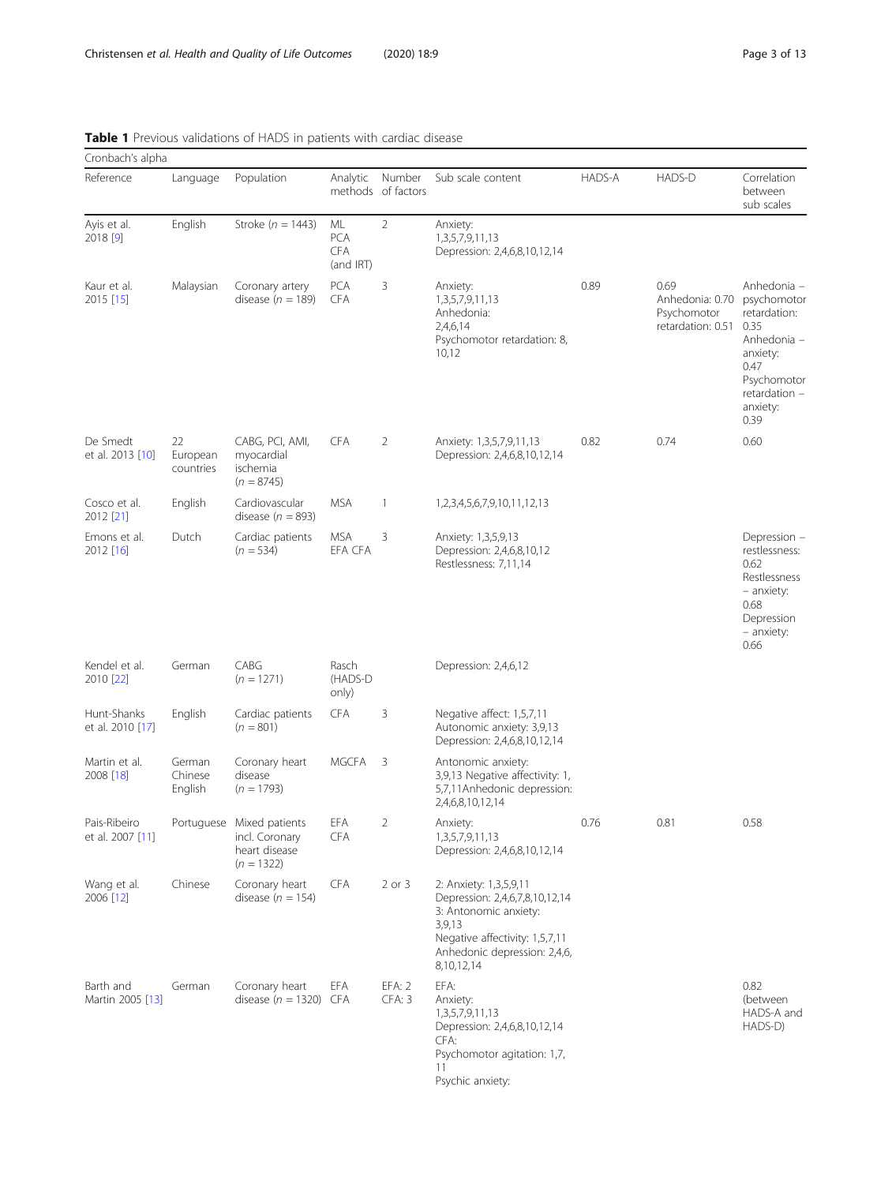**Table 1** Previous validations of HADS in patients with cardiac disease

| Reference | Language | Population | Analytic methods | Number of factors | Sub scale content | Cronbach's alpha HADS-A | HADS-D | Correlation between sub scales |
|---|---|---|---|---|---|---|---|---|
| Ayis et al. 2018 [9] | English | Stroke (*n* = 1443) | ML PCA CFA (and IRT) | 2 | Anxiety: 1,3,5,7,9,11,13 Depression: 2,4,6,8,10,12,14 | | | |
| Kaur et al. 2015 [15] | Malaysian | Coronary artery disease (*n* = 189) | PCA CFA | 3 | Anxiety: 1,3,5,7,9,11,13 Anhedonia: 2,4,6,14 Psychomotor retardation: 8, 10,12 | 0.89 | 0.69 Anhedonia: 0.70 Psychomotor retardation: 0.51 | Anhedonia – psychomotor retardation: 0.35 Anhedonia – anxiety: 0.47 Psychomotor retardation – anxiety: 0.39 |
| De Smedt et al. 2013 [10] | 22 European countries | CABG, PCI, AMI, myocardial ischemia (*n* = 8745) | CFA | 2 | Anxiety: 1,3,5,7,9,11,13 Depression: 2,4,6,8,10,12,14 | 0.82 | 0.74 | 0.60 |
| Cosco et al. 2012 [21] | English | Cardiovascular disease (*n* = 893) | MSA | 1 | 1,2,3,4,5,6,7,9,10,11,12,13 | | | |
| Emons et al. 2012 [16] | Dutch | Cardiac patients (*n* = 534) | MSA EFA CFA | 3 | Anxiety: 1,3,5,9,13 Depression: 2,4,6,8,10,12 Restlessness: 7,11,14 | | | Depression – restlessness: 0.62 Restlessness – anxiety: 0.68 Depression – anxiety: 0.66 |
| Kendel et al. 2010 [22] | German | CABG (*n* = 1271) | Rasch (HADS-D only) | | Depression: 2,4,6,12 | | | |
| Hunt-Shanks et al. 2010 [17] | English | Cardiac patients (*n* = 801) | CFA | 3 | Negative affect: 1,5,7,11 Autonomic anxiety: 3,9,13 Depression: 2,4,6,8,10,12,14 | | | |
| Martin et al. 2008 [18] | German Chinese English | Coronary heart disease (*n* = 1793) | MGCFA | 3 | Antonomic anxiety: 3,9,13 Negative affectivity: 1, 5,7,11Anhedonic depression: 2,4,6,8,10,12,14 | | | |
| Pais-Ribeiro et al. 2007 [11] | Portuguese | Mixed patients incl. Coronary heart disease (*n* = 1322) | EFA CFA | 2 | Anxiety: 1,3,5,7,9,11,13 Depression: 2,4,6,8,10,12,14 | 0.76 | 0.81 | 0.58 |
| Wang et al. 2006 [12] | Chinese | Coronary heart disease (*n* = 154) | CFA | 2 or 3 | 2: Anxiety: 1,3,5,9,11 Depression: 2,4,6,7,8,10,12,14 3: Antonomic anxiety: 3,9,13 Negative affectivity: 1,5,7,11 Anhedonic depression: 2,4,6, 8,10,12,14 | | | |
| Barth and Martin 2005 [13] | German | Coronary heart disease (*n* = 1320) | EFA CFA | EFA: 2 CFA: 3 | EFA: Anxiety: 1,3,5,7,9,11,13 Depression: 2,4,6,8,10,12,14 CFA: Psychomotor agitation: 1,7, 11 Psychic anxiety: | | | 0.82 (between HADS-A and HADS-D) |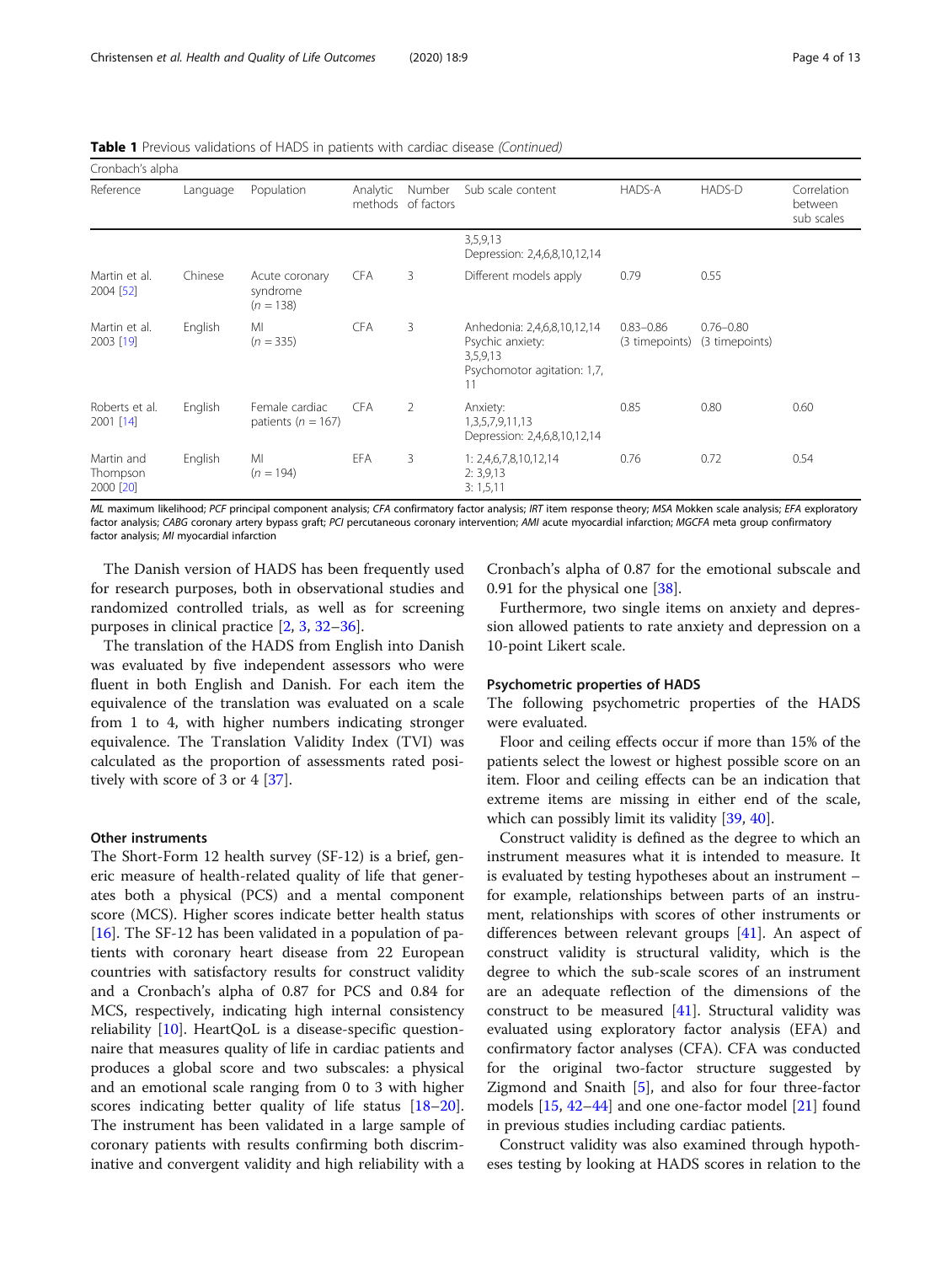**Table 1** Previous validations of HADS in patients with cardiac disease *(Continued)*

| Reference | Language | Population | Analytic methods | Number of factors | Sub scale content | Cronbach's alpha HADS-A | HADS-D | Correlation between sub scales |
|---|---|---|---|---|---|---|---|---|
| | | | | | 3,5,9,13 Depression: 2,4,6,8,10,12,14 | | | |
| Martin et al. 2004 [52] | Chinese | Acute coronary syndrome (*n* = 138) | CFA | 3 | Different models apply | 0.79 | 0.55 | |
| Martin et al. 2003 [19] | English | MI (*n* = 335) | CFA | 3 | Anhedonia: 2,4,6,8,10,12,14 Psychic anxiety: 3,5,9,13 Psychomotor agitation: 1,7, 11 | 0.83–0.86 (3 timepoints) | 0.76–0.80 (3 timepoints) | |
| Roberts et al. 2001 [14] | English | Female cardiac patients (*n* = 167) | CFA | 2 | Anxiety: 1,3,5,7,9,11,13 Depression: 2,4,6,8,10,12,14 | 0.85 | 0.80 | 0.60 |
| Martin and Thompson 2000 [20] | English | MI (*n* = 194) | EFA | 3 | 1: 2,4,6,7,8,10,12,14 2: 3,9,13 3: 1,5,11 | 0.76 | 0.72 | 0.54 |

*ML* maximum likelihood; *PCF* principal component analysis; *CFA* confirmatory factor analysis; *IRT* item response theory; *MSA* Mokken scale analysis; *EFA* exploratory factor analysis; *CABG* coronary artery bypass graft; *PCI* percutaneous coronary intervention; *AMI* acute myocardial infarction; *MGCFA* meta group confirmatory factor analysis; *MI* myocardial infarction

The Danish version of HADS has been frequently used for research purposes, both in observational studies and randomized controlled trials, as well as for screening purposes in clinical practice [2, 3, 32–36].

The translation of the HADS from English into Danish was evaluated by five independent assessors who were fluent in both English and Danish. For each item the equivalence of the translation was evaluated on a scale from 1 to 4, with higher numbers indicating stronger equivalence. The Translation Validity Index (TVI) was calculated as the proportion of assessments rated positively with score of 3 or 4 [37].

### Other instruments

The Short-Form 12 health survey (SF-12) is a brief, generic measure of health-related quality of life that generates both a physical (PCS) and a mental component score (MCS). Higher scores indicate better health status [16]. The SF-12 has been validated in a population of patients with coronary heart disease from 22 European countries with satisfactory results for construct validity and a Cronbach's alpha of 0.87 for PCS and 0.84 for MCS, respectively, indicating high internal consistency reliability [10]. HeartQoL is a disease-specific questionnaire that measures quality of life in cardiac patients and produces a global score and two subscales: a physical and an emotional scale ranging from 0 to 3 with higher scores indicating better quality of life status [18–20]. The instrument has been validated in a large sample of coronary patients with results confirming both discriminative and convergent validity and high reliability with a Cronbach's alpha of 0.87 for the emotional subscale and 0.91 for the physical one [38].

Furthermore, two single items on anxiety and depression allowed patients to rate anxiety and depression on a 10-point Likert scale.

### Psychometric properties of HADS

The following psychometric properties of the HADS were evaluated.

Floor and ceiling effects occur if more than 15% of the patients select the lowest or highest possible score on an item. Floor and ceiling effects can be an indication that extreme items are missing in either end of the scale, which can possibly limit its validity [39, 40].

Construct validity is defined as the degree to which an instrument measures what it is intended to measure. It is evaluated by testing hypotheses about an instrument – for example, relationships between parts of an instrument, relationships with scores of other instruments or differences between relevant groups [41]. An aspect of construct validity is structural validity, which is the degree to which the sub-scale scores of an instrument are an adequate reflection of the dimensions of the construct to be measured [41]. Structural validity was evaluated using exploratory factor analysis (EFA) and confirmatory factor analyses (CFA). CFA was conducted for the original two-factor structure suggested by Zigmond and Snaith [5], and also for four three-factor models [15, 42–44] and one one-factor model [21] found in previous studies including cardiac patients.

Construct validity was also examined through hypotheses testing by looking at HADS scores in relation to the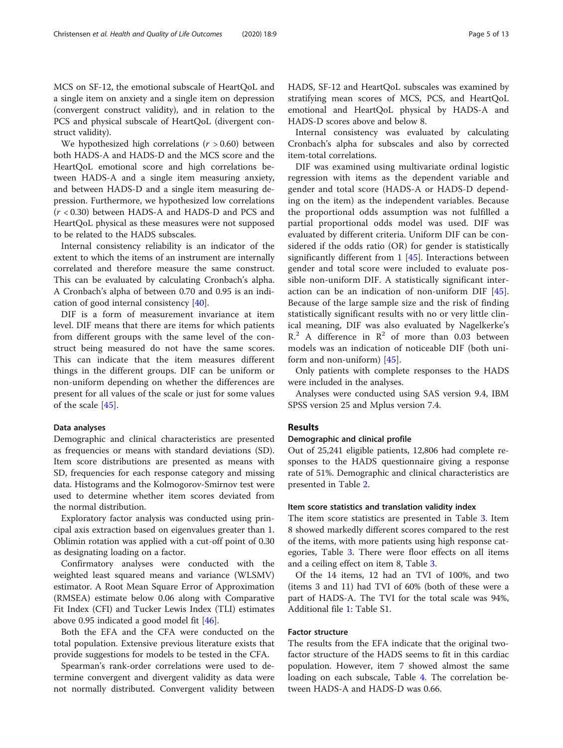MCS on SF-12, the emotional subscale of HeartQoL and a single item on anxiety and a single item on depression (convergent construct validity), and in relation to the PCS and physical subscale of HeartQoL (divergent construct validity).

We hypothesized high correlations ($r > 0.60$) between both HADS-A and HADS-D and the MCS score and the HeartQoL emotional score and high correlations between HADS-A and a single item measuring anxiety, and between HADS-D and a single item measuring depression. Furthermore, we hypothesized low correlations ($r < 0.30$) between HADS-A and HADS-D and PCS and HeartQoL physical as these measures were not supposed to be related to the HADS subscales.

Internal consistency reliability is an indicator of the extent to which the items of an instrument are internally correlated and therefore measure the same construct. This can be evaluated by calculating Cronbach's alpha. A Cronbach's alpha of between 0.70 and 0.95 is an indication of good internal consistency [40].

DIF is a form of measurement invariance at item level. DIF means that there are items for which patients from different groups with the same level of the construct being measured do not have the same scores. This can indicate that the item measures different things in the different groups. DIF can be uniform or non-uniform depending on whether the differences are present for all values of the scale or just for some values of the scale [45].

#### Data analyses

Demographic and clinical characteristics are presented as frequencies or means with standard deviations (SD). Item score distributions are presented as means with SD, frequencies for each response category and missing data. Histograms and the Kolmogorov-Smirnov test were used to determine whether item scores deviated from the normal distribution.

Exploratory factor analysis was conducted using principal axis extraction based on eigenvalues greater than 1. Oblimin rotation was applied with a cut-off point of 0.30 as designating loading on a factor.

Confirmatory analyses were conducted with the weighted least squared means and variance (WLSMV) estimator. A Root Mean Square Error of Approximation (RMSEA) estimate below 0.06 along with Comparative Fit Index (CFI) and Tucker Lewis Index (TLI) estimates above 0.95 indicated a good model fit [46].

Both the EFA and the CFA were conducted on the total population. Extensive previous literature exists that provide suggestions for models to be tested in the CFA.

Spearman's rank-order correlations were used to determine convergent and divergent validity as data were not normally distributed. Convergent validity between HADS, SF-12 and HeartQoL subscales was examined by stratifying mean scores of MCS, PCS, and HeartQoL emotional and HeartQoL physical by HADS-A and HADS-D scores above and below 8.

Internal consistency was evaluated by calculating Cronbach's alpha for subscales and also by corrected item-total correlations.

DIF was examined using multivariate ordinal logistic regression with items as the dependent variable and gender and total score (HADS-A or HADS-D depending on the item) as the independent variables. Because the proportional odds assumption was not fulfilled a partial proportional odds model was used. DIF was evaluated by different criteria. Uniform DIF can be considered if the odds ratio (OR) for gender is statistically significantly different from 1 [45]. Interactions between gender and total score were included to evaluate possible non-uniform DIF. A statistically significant interaction can be an indication of non-uniform DIF [45]. Because of the large sample size and the risk of finding statistically significant results with no or very little clinical meaning, DIF was also evaluated by Nagelkerke's $R^2$. A difference in $R^2$ of more than 0.03 between models was an indication of noticeable DIF (both uniform and non-uniform) [45].

Only patients with complete responses to the HADS were included in the analyses.

Analyses were conducted using SAS version 9.4, IBM SPSS version 25 and Mplus version 7.4.

## Results

#### Demographic and clinical profile

Out of 25,241 eligible patients, 12,806 had complete responses to the HADS questionnaire giving a response rate of 51%. Demographic and clinical characteristics are presented in Table 2.

#### Item score statistics and translation validity index

The item score statistics are presented in Table 3. Item 8 showed markedly different scores compared to the rest of the items, with more patients using high response categories, Table 3. There were floor effects on all items and a ceiling effect on item 8, Table 3.

Of the 14 items, 12 had an TVI of 100%, and two (items 3 and 11) had TVI of 60% (both of these were a part of HADS-A. The TVI for the total scale was 94%, Additional file 1: Table S1.

#### Factor structure

The results from the EFA indicate that the original two-factor structure of the HADS seems to fit in this cardiac population. However, item 7 showed almost the same loading on each subscale, Table 4. The correlation between HADS-A and HADS-D was 0.66.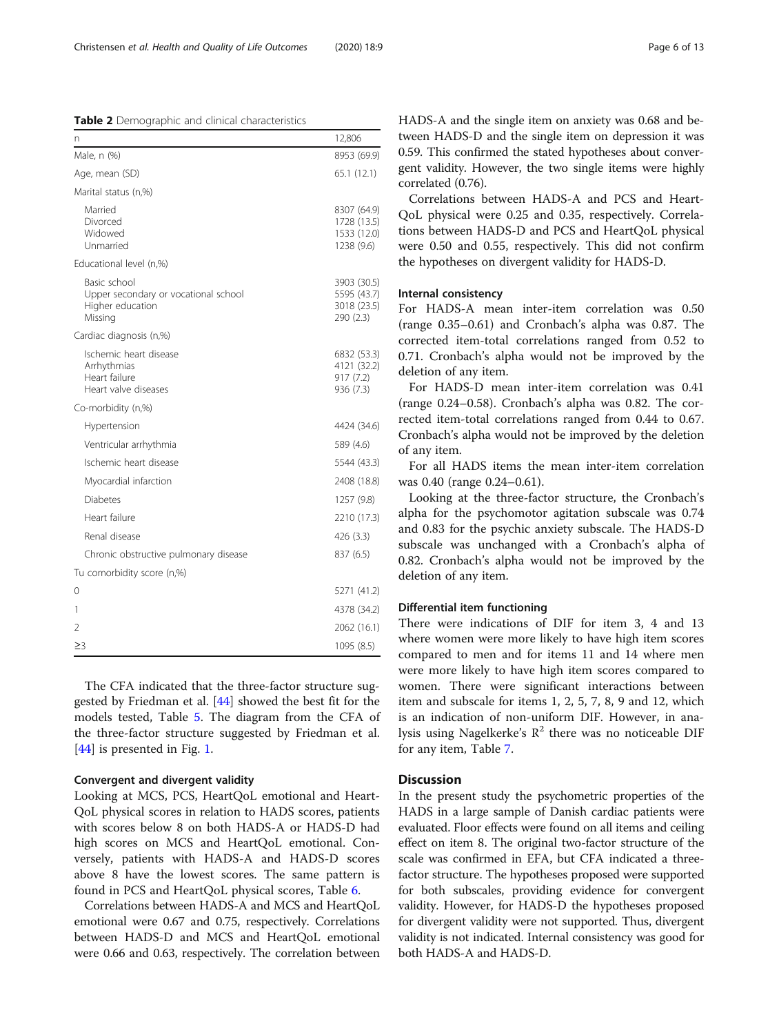**Table 2** Demographic and clinical characteristics

| n | 12,806 |
|---|---|
| Male, n (%) | 8953 (69.9) |
| Age, mean (SD) | 65.1 (12.1) |
| Marital status (n,%) | |
| Married | 8307 (64.9) |
| Divorced | 1728 (13.5) |
| Widowed | 1533 (12.0) |
| Unmarried | 1238 (9.6) |
| Educational level (n,%) | |
| Basic school | 3903 (30.5) |
| Upper secondary or vocational school | 5595 (43.7) |
| Higher education | 3018 (23.5) |
| Missing | 290 (2.3) |
| Cardiac diagnosis (n,%) | |
| Ischemic heart disease | 6832 (53.3) |
| Arrhythmias | 4121 (32.2) |
| Heart failure | 917 (7.2) |
| Heart valve diseases | 936 (7.3) |
| Co-morbidity (n,%) | |
| Hypertension | 4424 (34.6) |
| Ventricular arrhythmia | 589 (4.6) |
| Ischemic heart disease | 5544 (43.3) |
| Myocardial infarction | 2408 (18.8) |
| Diabetes | 1257 (9.8) |
| Heart failure | 2210 (17.3) |
| Renal disease | 426 (3.3) |
| Chronic obstructive pulmonary disease | 837 (6.5) |
| Tu comorbidity score (n,%) | |
| 0 | 5271 (41.2) |
| 1 | 4378 (34.2) |
| 2 | 2062 (16.1) |
| ≥3 | 1095 (8.5) |

The CFA indicated that the three-factor structure suggested by Friedman et al. [44] showed the best fit for the models tested, Table 5. The diagram from the CFA of the three-factor structure suggested by Friedman et al. [44] is presented in Fig. 1.

### Convergent and divergent validity

Looking at MCS, PCS, HeartQoL emotional and HeartQoL physical scores in relation to HADS scores, patients with scores below 8 on both HADS-A or HADS-D had high scores on MCS and HeartQoL emotional. Conversely, patients with HADS-A and HADS-D scores above 8 have the lowest scores. The same pattern is found in PCS and HeartQoL physical scores, Table 6.

Correlations between HADS-A and MCS and HeartQoL emotional were 0.67 and 0.75, respectively. Correlations between HADS-D and MCS and HeartQoL emotional were 0.66 and 0.63, respectively. The correlation between HADS-A and the single item on anxiety was 0.68 and between HADS-D and the single item on depression it was 0.59. This confirmed the stated hypotheses about convergent validity. However, the two single items were highly correlated (0.76).

Correlations between HADS-A and PCS and HeartQoL physical were 0.25 and 0.35, respectively. Correlations between HADS-D and PCS and HeartQoL physical were 0.50 and 0.55, respectively. This did not confirm the hypotheses on divergent validity for HADS-D.

### Internal consistency

For HADS-A mean inter-item correlation was 0.50 (range 0.35–0.61) and Cronbach's alpha was 0.87. The corrected item-total correlations ranged from 0.52 to 0.71. Cronbach's alpha would not be improved by the deletion of any item.

For HADS-D mean inter-item correlation was 0.41 (range 0.24–0.58). Cronbach's alpha was 0.82. The corrected item-total correlations ranged from 0.44 to 0.67. Cronbach's alpha would not be improved by the deletion of any item.

For all HADS items the mean inter-item correlation was 0.40 (range 0.24–0.61).

Looking at the three-factor structure, the Cronbach's alpha for the psychomotor agitation subscale was 0.74 and 0.83 for the psychic anxiety subscale. The HADS-D subscale was unchanged with a Cronbach's alpha of 0.82. Cronbach's alpha would not be improved by the deletion of any item.

### Differential item functioning

There were indications of DIF for item 3, 4 and 13 where women were more likely to have high item scores compared to men and for items 11 and 14 where men were more likely to have high item scores compared to women. There were significant interactions between item and subscale for items 1, 2, 5, 7, 8, 9 and 12, which is an indication of non-uniform DIF. However, in analysis using Nagelkerke's $R^2$ there was no noticeable DIF for any item, Table 7.

## Discussion

In the present study the psychometric properties of the HADS in a large sample of Danish cardiac patients were evaluated. Floor effects were found on all items and ceiling effect on item 8. The original two-factor structure of the scale was confirmed in EFA, but CFA indicated a three-factor structure. The hypotheses proposed were supported for both subscales, providing evidence for convergent validity. However, for HADS-D the hypotheses proposed for divergent validity were not supported. Thus, divergent validity is not indicated. Internal consistency was good for both HADS-A and HADS-D.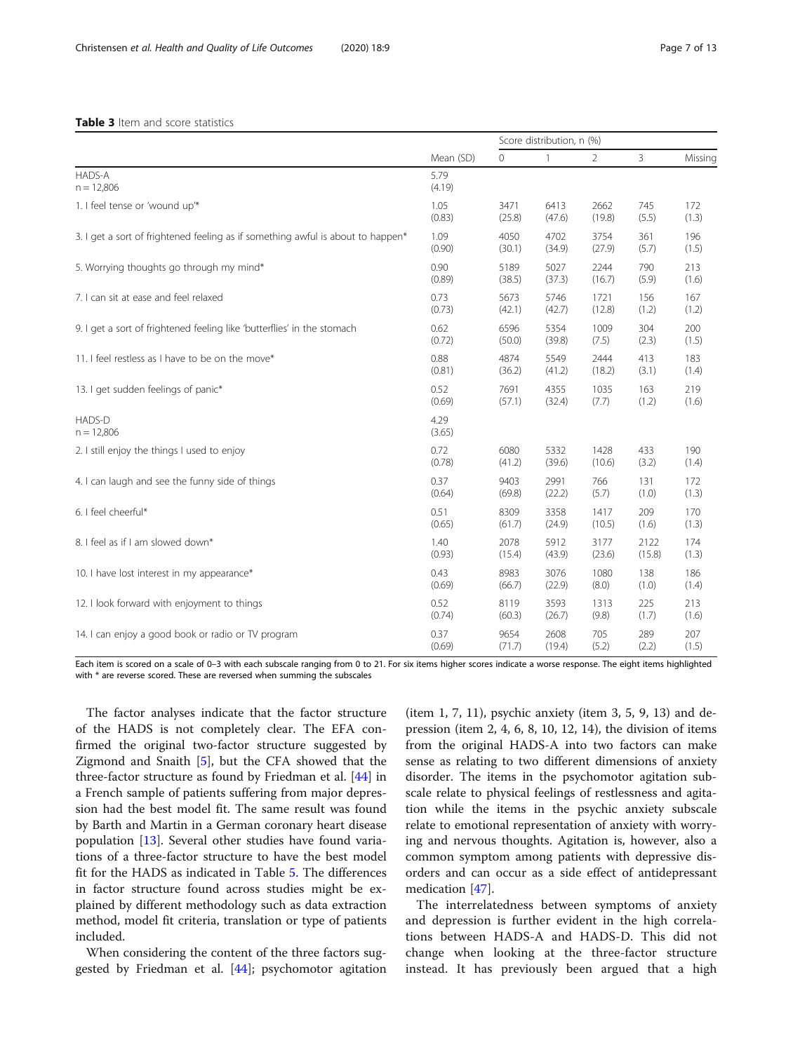**Table 3** Item and score statistics

| | Mean (SD) | Score distribution, n (%) | | | | |
|---|---|---|---|---|---|---|
| | | 0 | 1 | 2 | 3 | Missing |
| HADS-A<br>n = 12,806 | 5.79<br>(4.19) | | | | | |
| 1. I feel tense or 'wound up'* | 1.05<br>(0.83) | 3471<br>(25.8) | 6413<br>(47.6) | 2662<br>(19.8) | 745<br>(5.5) | 172<br>(1.3) |
| 3. I get a sort of frightened feeling as if something awful is about to happen* | 1.09<br>(0.90) | 4050<br>(30.1) | 4702<br>(34.9) | 3754<br>(27.9) | 361<br>(5.7) | 196<br>(1.5) |
| 5. Worrying thoughts go through my mind* | 0.90<br>(0.89) | 5189<br>(38.5) | 5027<br>(37.3) | 2244<br>(16.7) | 790<br>(5.9) | 213<br>(1.6) |
| 7. I can sit at ease and feel relaxed | 0.73<br>(0.73) | 5673<br>(42.1) | 5746<br>(42.7) | 1721<br>(12.8) | 156<br>(1.2) | 167<br>(1.2) |
| 9. I get a sort of frightened feeling like 'butterflies' in the stomach | 0.62<br>(0.72) | 6596<br>(50.0) | 5354<br>(39.8) | 1009<br>(7.5) | 304<br>(2.3) | 200<br>(1.5) |
| 11. I feel restless as I have to be on the move* | 0.88<br>(0.81) | 4874<br>(36.2) | 5549<br>(41.2) | 2444<br>(18.2) | 413<br>(3.1) | 183<br>(1.4) |
| 13. I get sudden feelings of panic* | 0.52<br>(0.69) | 7691<br>(57.1) | 4355<br>(32.4) | 1035<br>(7.7) | 163<br>(1.2) | 219<br>(1.6) |
| HADS-D<br>n = 12,806 | 4.29<br>(3.65) | | | | | |
| 2. I still enjoy the things I used to enjoy | 0.72<br>(0.78) | 6080<br>(41.2) | 5332<br>(39.6) | 1428<br>(10.6) | 433<br>(3.2) | 190<br>(1.4) |
| 4. I can laugh and see the funny side of things | 0.37<br>(0.64) | 9403<br>(69.8) | 2991<br>(22.2) | 766<br>(5.7) | 131<br>(1.0) | 172<br>(1.3) |
| 6. I feel cheerful* | 0.51<br>(0.65) | 8309<br>(61.7) | 3358<br>(24.9) | 1417<br>(10.5) | 209<br>(1.6) | 170<br>(1.3) |
| 8. I feel as if I am slowed down* | 1.40<br>(0.93) | 2078<br>(15.4) | 5912<br>(43.9) | 3177<br>(23.6) | 2122<br>(15.8) | 174<br>(1.3) |
| 10. I have lost interest in my appearance* | 0.43<br>(0.69) | 8983<br>(66.7) | 3076<br>(22.9) | 1080<br>(8.0) | 138<br>(1.0) | 186<br>(1.4) |
| 12. I look forward with enjoyment to things | 0.52<br>(0.74) | 8119<br>(60.3) | 3593<br>(26.7) | 1313<br>(9.8) | 225<br>(1.7) | 213<br>(1.6) |
| 14. I can enjoy a good book or radio or TV program | 0.37<br>(0.69) | 9654<br>(71.7) | 2608<br>(19.4) | 705<br>(5.2) | 289<br>(2.2) | 207<br>(1.5) |

Each item is scored on a scale of 0–3 with each subscale ranging from 0 to 21. For six items higher scores indicate a worse response. The eight items highlighted with * are reverse scored. These are reversed when summing the subscales

The factor analyses indicate that the factor structure of the HADS is not completely clear. The EFA confirmed the original two-factor structure suggested by Zigmond and Snaith [5], but the CFA showed that the three-factor structure as found by Friedman et al. [44] in a French sample of patients suffering from major depression had the best model fit. The same result was found by Barth and Martin in a German coronary heart disease population [13]. Several other studies have found variations of a three-factor structure to have the best model fit for the HADS as indicated in Table 5. The differences in factor structure found across studies might be explained by different methodology such as data extraction method, model fit criteria, translation or type of patients included.

When considering the content of the three factors suggested by Friedman et al. [44]; psychomotor agitation (item 1, 7, 11), psychic anxiety (item 3, 5, 9, 13) and depression (item 2, 4, 6, 8, 10, 12, 14), the division of items from the original HADS-A into two factors can make sense as relating to two different dimensions of anxiety disorder. The items in the psychomotor agitation subscale relate to physical feelings of restlessness and agitation while the items in the psychic anxiety subscale relate to emotional representation of anxiety with worrying and nervous thoughts. Agitation is, however, also a common symptom among patients with depressive disorders and can occur as a side effect of antidepressant medication [47].

The interrelatedness between symptoms of anxiety and depression is further evident in the high correlations between HADS-A and HADS-D. This did not change when looking at the three-factor structure instead. It has previously been argued that a high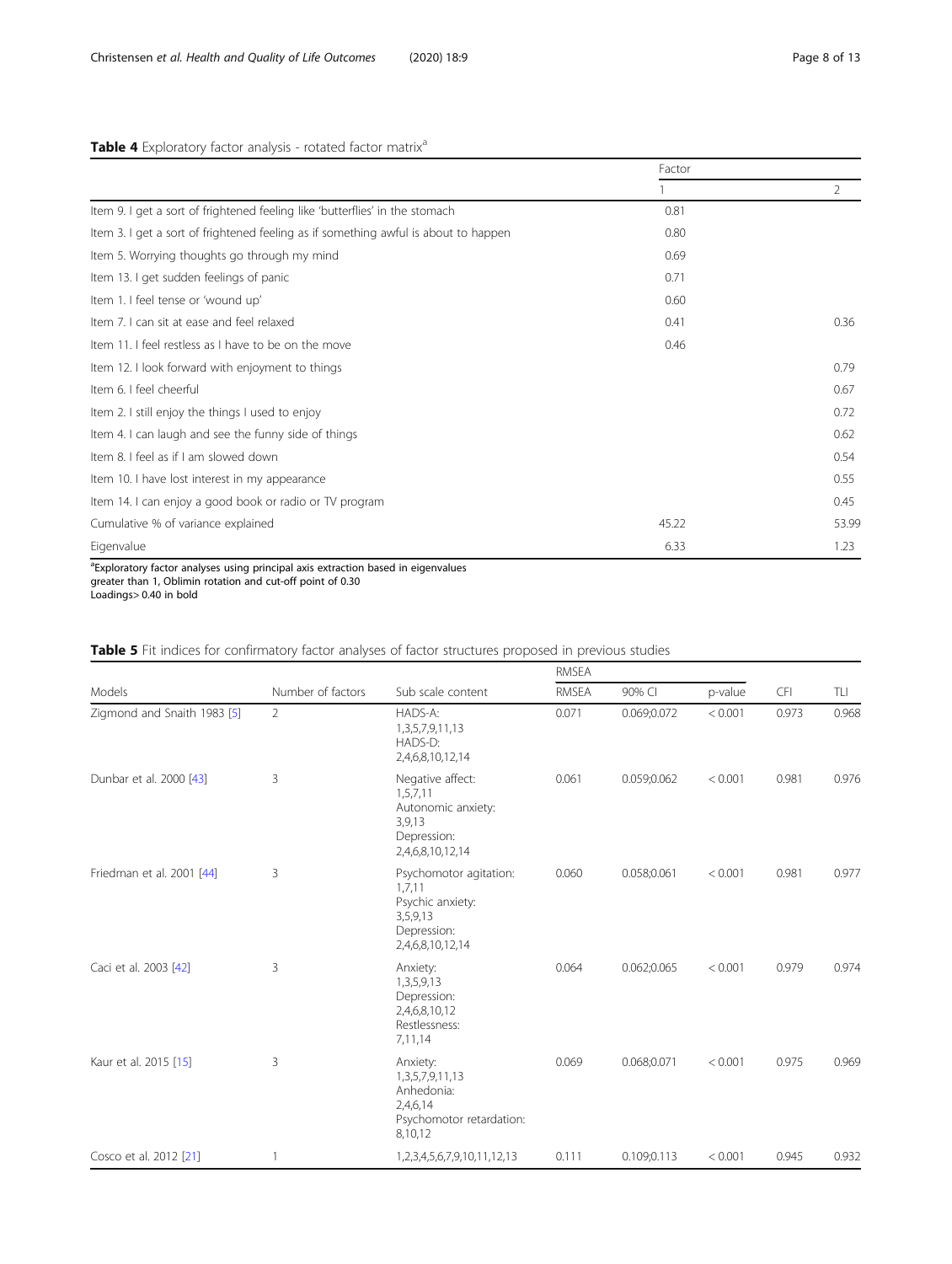**Table 4** Exploratory factor analysis - rotated factor matrix[a]

| | Factor | |
|---|---|---|
| | 1 | 2 |
| Item 9. I get a sort of frightened feeling like 'butterflies' in the stomach | 0.81 | |
| Item 3. I get a sort of frightened feeling as if something awful is about to happen | 0.80 | |
| Item 5. Worrying thoughts go through my mind | 0.69 | |
| Item 13. I get sudden feelings of panic | 0.71 | |
| Item 1. I feel tense or 'wound up' | 0.60 | |
| Item 7. I can sit at ease and feel relaxed | 0.41 | 0.36 |
| Item 11. I feel restless as I have to be on the move | 0.46 | |
| Item 12. I look forward with enjoyment to things | | 0.79 |
| Item 6. I feel cheerful | | 0.67 |
| Item 2. I still enjoy the things I used to enjoy | | 0.72 |
| Item 4. I can laugh and see the funny side of things | | 0.62 |
| Item 8. I feel as if I am slowed down | | 0.54 |
| Item 10. I have lost interest in my appearance | | 0.55 |
| Item 14. I can enjoy a good book or radio or TV program | | 0.45 |
| Cumulative % of variance explained | 45.22 | 53.99 |
| Eigenvalue | 6.33 | 1.23 |

[a]Exploratory factor analyses using principal axis extraction based in eigenvalues greater than 1, Oblimin rotation and cut-off point of 0.30
Loadings> 0.40 in bold

**Table 5** Fit indices for confirmatory factor analyses of factor structures proposed in previous studies

| Models | Number of factors | Sub scale content | RMSEA | | | CFI | TLI |
|---|---|---|---|---|---|---|---|
| | | | RMSEA | 90% CI | p-value | | |
| Zigmond and Snaith 1983 [5] | 2 | HADS-A: 1,3,5,7,9,11,13 HADS-D: 2,4,6,8,10,12,14 | 0.071 | 0.069;0.072 | < 0.001 | 0.973 | 0.968 |
| Dunbar et al. 2000 [43] | 3 | Negative affect: 1,5,7,11 Autonomic anxiety: 3,9,13 Depression: 2,4,6,8,10,12,14 | 0.061 | 0.059;0.062 | < 0.001 | 0.981 | 0.976 |
| Friedman et al. 2001 [44] | 3 | Psychomotor agitation: 1,7,11 Psychic anxiety: 3,5,9,13 Depression: 2,4,6,8,10,12,14 | 0.060 | 0.058;0.061 | < 0.001 | 0.981 | 0.977 |
| Caci et al. 2003 [42] | 3 | Anxiety: 1,3,5,9,13 Depression: 2,4,6,8,10,12 Restlessness: 7,11,14 | 0.064 | 0.062;0.065 | < 0.001 | 0.979 | 0.974 |
| Kaur et al. 2015 [15] | 3 | Anxiety: 1,3,5,7,9,11,13 Anhedonia: 2,4,6,14 Psychomotor retardation: 8,10,12 | 0.069 | 0.068;0.071 | < 0.001 | 0.975 | 0.969 |
| Cosco et al. 2012 [21] | 1 | 1,2,3,4,5,6,7,9,10,11,12,13 | 0.111 | 0.109;0.113 | < 0.001 | 0.945 | 0.932 |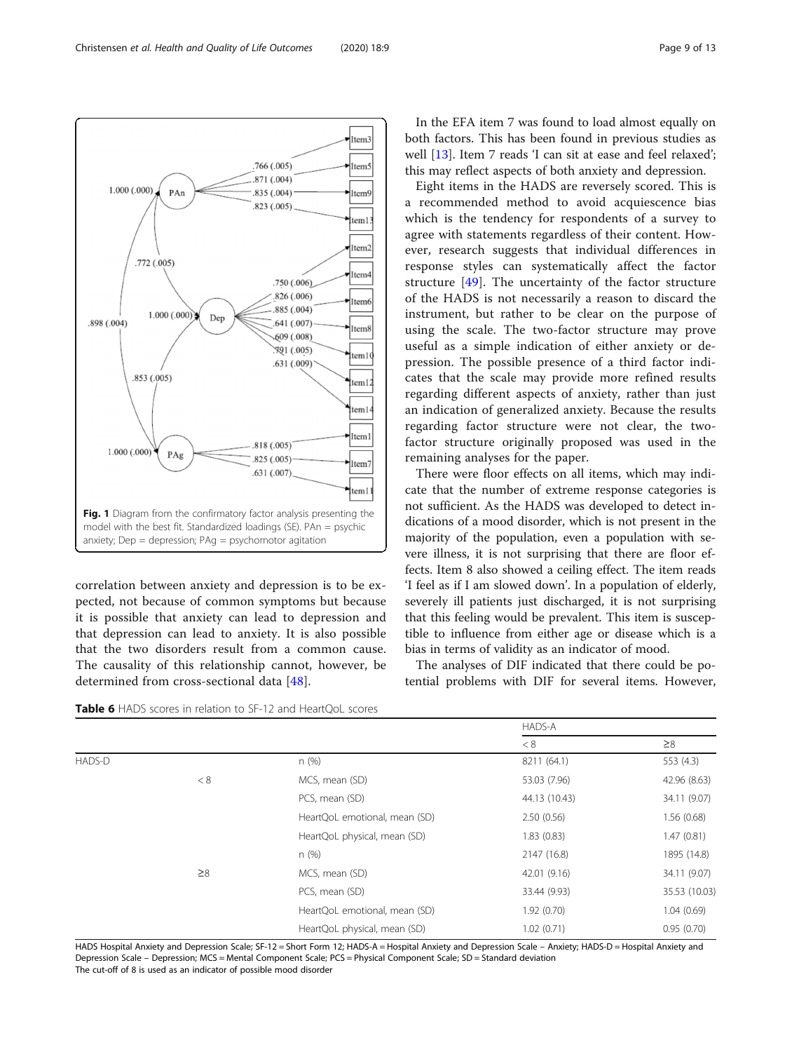**Fig. 1** Diagram from the confirmatory factor analysis presenting the model with the best fit. Standardized loadings (SE). PAn = psychic anxiety; Dep = depression; PAg = psychomotor agitation

correlation between anxiety and depression is to be expected, not because of common symptoms but because it is possible that anxiety can lead to depression and that depression can lead to anxiety. It is also possible that the two disorders result from a common cause. The causality of this relationship cannot, however, be determined from cross-sectional data [48].

In the EFA item 7 was found to load almost equally on both factors. This has been found in previous studies as well [13]. Item 7 reads 'I can sit at ease and feel relaxed'; this may reflect aspects of both anxiety and depression.

Eight items in the HADS are reversely scored. This is a recommended method to avoid acquiescence bias which is the tendency for respondents of a survey to agree with statements regardless of their content. However, research suggests that individual differences in response styles can systematically affect the factor structure [49]. The uncertainty of the factor structure of the HADS is not necessarily a reason to discard the instrument, but rather to be clear on the purpose of using the scale. The two-factor structure may prove useful as a simple indication of either anxiety or depression. The possible presence of a third factor indicates that the scale may provide more refined results regarding different aspects of anxiety, rather than just an indication of generalized anxiety. Because the results regarding factor structure were not clear, the two-factor structure originally proposed was used in the remaining analyses for the paper.

There were floor effects on all items, which may indicate that the number of extreme response categories is not sufficient. As the HADS was developed to detect indications of a mood disorder, which is not present in the majority of the population, even a population with severe illness, it is not surprising that there are floor effects. Item 8 also showed a ceiling effect. The item reads 'I feel as if I am slowed down'. In a population of elderly, severely ill patients just discharged, it is not surprising that this feeling would be prevalent. This item is susceptible to influence from either age or disease which is a bias in terms of validity as an indicator of mood.

The analyses of DIF indicated that there could be potential problems with DIF for several items. However,

**Table 6** HADS scores in relation to SF-12 and HeartQoL scores

| | | | HADS-A | |
|---|---|---|---|---|
| | | | < 8 | ≥8 |
| HADS-D | | n (%) | 8211 (64.1) | 553 (4.3) |
| | < 8 | MCS, mean (SD) | 53.03 (7.96) | 42.96 (8.63) |
| | | PCS, mean (SD) | 44.13 (10.43) | 34.11 (9.07) |
| | | HeartQoL emotional, mean (SD) | 2.50 (0.56) | 1.56 (0.68) |
| | | HeartQoL physical, mean (SD) | 1.83 (0.83) | 1.47 (0.81) |
| | | n (%) | 2147 (16.8) | 1895 (14.8) |
| | ≥8 | MCS, mean (SD) | 42.01 (9.16) | 34.11 (9.07) |
| | | PCS, mean (SD) | 33.44 (9.93) | 35.53 (10.03) |
| | | HeartQoL emotional, mean (SD) | 1.92 (0.70) | 1.04 (0.69) |
| | | HeartQoL physical, mean (SD) | 1.02 (0.71) | 0.95 (0.70) |

HADS Hospital Anxiety and Depression Scale; SF-12 = Short Form 12; HADS-A = Hospital Anxiety and Depression Scale – Anxiety; HADS-D = Hospital Anxiety and Depression Scale – Depression; MCS = Mental Component Scale; PCS = Physical Component Scale; SD = Standard deviation
The cut-off of 8 is used as an indicator of possible mood disorder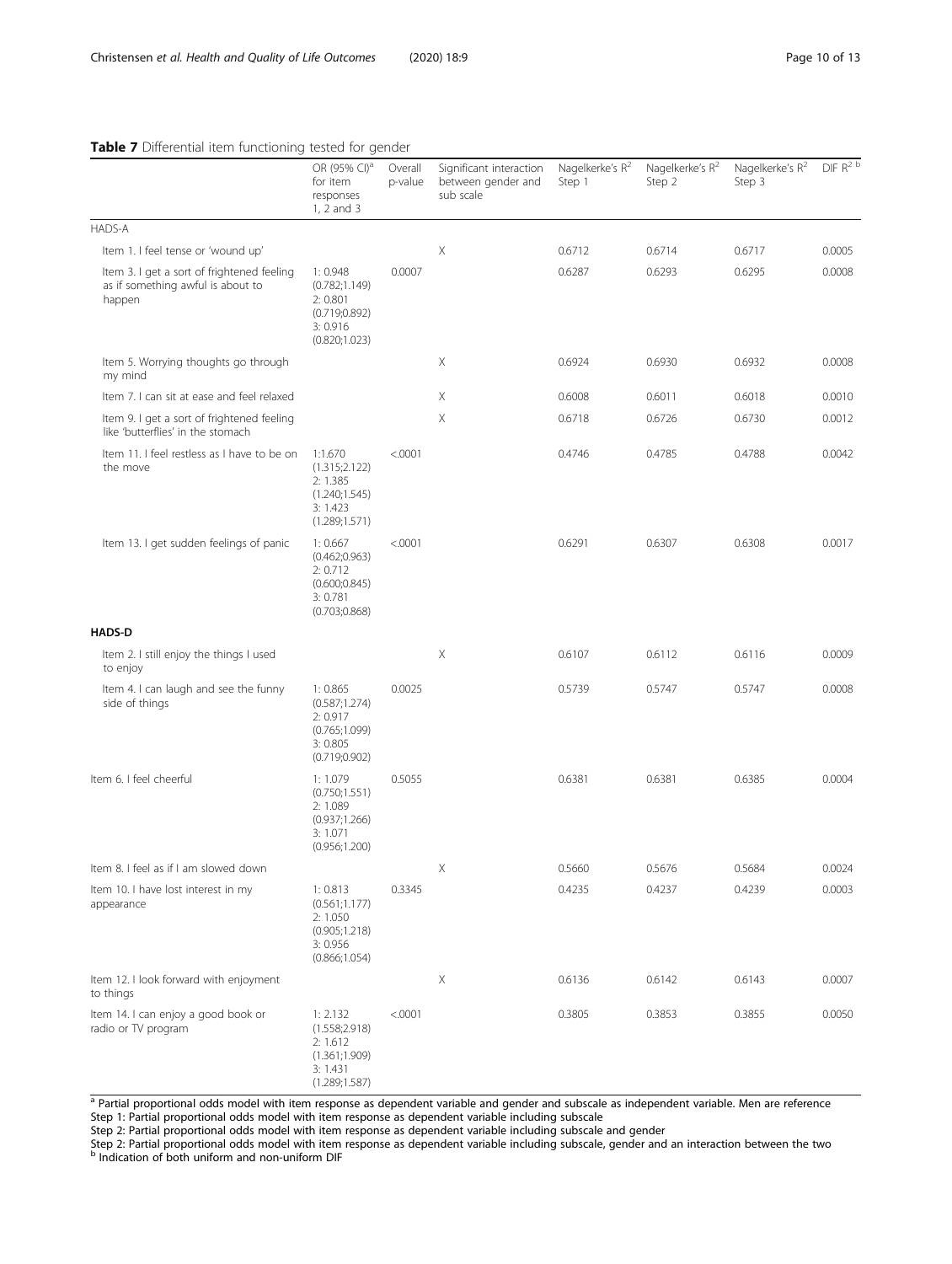**Table 7** Differential item functioning tested for gender

| | OR (95% CI)[a] for item responses 1, 2 and 3 | Overall p-value | Significant interaction between gender and sub scale | Nagelkerke's $R^2$ Step 1 | Nagelkerke's $R^2$ Step 2 | Nagelkerke's $R^2$ Step 3 | DIF $R^2$ [b] |
|---|---|---|---|---|---|---|---|
| HADS-A | | | | | | | |
| Item 1. I feel tense or 'wound up' | | | X | 0.6712 | 0.6714 | 0.6717 | 0.0005 |
| Item 3. I get a sort of frightened feeling as if something awful is about to happen | 1: 0.948 (0.782;1.149) 2: 0.801 (0.719;0.892) 3: 0.916 (0.820;1.023) | 0.0007 | | 0.6287 | 0.6293 | 0.6295 | 0.0008 |
| Item 5. Worrying thoughts go through my mind | | | X | 0.6924 | 0.6930 | 0.6932 | 0.0008 |
| Item 7. I can sit at ease and feel relaxed | | | X | 0.6008 | 0.6011 | 0.6018 | 0.0010 |
| Item 9. I get a sort of frightened feeling like 'butterflies' in the stomach | | | X | 0.6718 | 0.6726 | 0.6730 | 0.0012 |
| Item 11. I feel restless as I have to be on the move | 1:1.670 (1.315;2.122) 2: 1.385 (1.240;1.545) 3: 1.423 (1.289;1.571) | <.0001 | | 0.4746 | 0.4785 | 0.4788 | 0.0042 |
| Item 13. I get sudden feelings of panic | 1: 0.667 (0.462;0.963) 2: 0.712 (0.600;0.845) 3: 0.781 (0.703;0.868) | <.0001 | | 0.6291 | 0.6307 | 0.6308 | 0.0017 |
| **HADS-D** | | | | | | | |
| Item 2. I still enjoy the things I used to enjoy | | | X | 0.6107 | 0.6112 | 0.6116 | 0.0009 |
| Item 4. I can laugh and see the funny side of things | 1: 0.865 (0.587;1.274) 2: 0.917 (0.765;1.099) 3: 0.805 (0.719;0.902) | 0.0025 | | 0.5739 | 0.5747 | 0.5747 | 0.0008 |
| Item 6. I feel cheerful | 1: 1.079 (0.750;1.551) 2: 1.089 (0.937;1.266) 3: 1.071 (0.956;1.200) | 0.5055 | | 0.6381 | 0.6381 | 0.6385 | 0.0004 |
| Item 8. I feel as if I am slowed down | | | X | 0.5660 | 0.5676 | 0.5684 | 0.0024 |
| Item 10. I have lost interest in my appearance | 1: 0.813 (0.561;1.177) 2: 1.050 (0.905;1.218) 3: 0.956 (0.866;1.054) | 0.3345 | | 0.4235 | 0.4237 | 0.4239 | 0.0003 |
| Item 12. I look forward with enjoyment to things | | | X | 0.6136 | 0.6142 | 0.6143 | 0.0007 |
| Item 14. I can enjoy a good book or radio or TV program | 1: 2.132 (1.558;2.918) 2: 1.612 (1.361;1.909) 3: 1.431 (1.289;1.587) | <.0001 | | 0.3805 | 0.3853 | 0.3855 | 0.0050 |

[a] Partial proportional odds model with item response as dependent variable and gender and subscale as independent variable. Men are reference
Step 1: Partial proportional odds model with item response as dependent variable including subscale
Step 2: Partial proportional odds model with item response as dependent variable including subscale and gender
Step 2: Partial proportional odds model with item response as dependent variable including subscale, gender and an interaction between the two
[b] Indication of both uniform and non-uniform DIF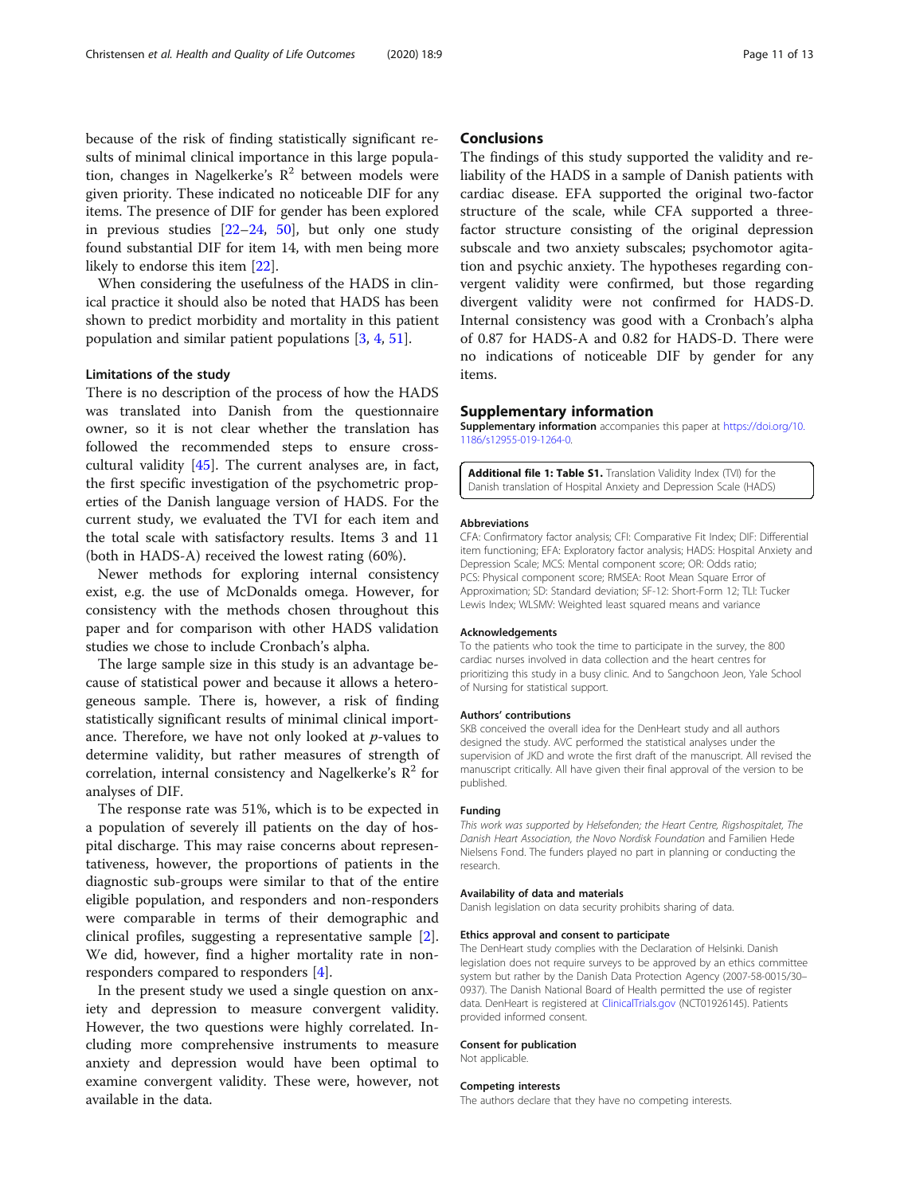because of the risk of finding statistically significant results of minimal clinical importance in this large population, changes in Nagelkerke's $R^2$ between models were given priority. These indicated no noticeable DIF for any items. The presence of DIF for gender has been explored in previous studies [22–24, 50], but only one study found substantial DIF for item 14, with men being more likely to endorse this item [22].

When considering the usefulness of the HADS in clinical practice it should also be noted that HADS has been shown to predict morbidity and mortality in this patient population and similar patient populations [3, 4, 51].

### Limitations of the study

There is no description of the process of how the HADS was translated into Danish from the questionnaire owner, so it is not clear whether the translation has followed the recommended steps to ensure cross-cultural validity [45]. The current analyses are, in fact, the first specific investigation of the psychometric properties of the Danish language version of HADS. For the current study, we evaluated the TVI for each item and the total scale with satisfactory results. Items 3 and 11 (both in HADS-A) received the lowest rating (60%).

Newer methods for exploring internal consistency exist, e.g. the use of McDonalds omega. However, for consistency with the methods chosen throughout this paper and for comparison with other HADS validation studies we chose to include Cronbach's alpha.

The large sample size in this study is an advantage because of statistical power and because it allows a heterogeneous sample. There is, however, a risk of finding statistically significant results of minimal clinical importance. Therefore, we have not only looked at *p*-values to determine validity, but rather measures of strength of correlation, internal consistency and Nagelkerke's $R^2$ for analyses of DIF.

The response rate was 51%, which is to be expected in a population of severely ill patients on the day of hospital discharge. This may raise concerns about representativeness, however, the proportions of patients in the diagnostic sub-groups were similar to that of the entire eligible population, and responders and non-responders were comparable in terms of their demographic and clinical profiles, suggesting a representative sample [2]. We did, however, find a higher mortality rate in non-responders compared to responders [4].

In the present study we used a single question on anxiety and depression to measure convergent validity. However, the two questions were highly correlated. Including more comprehensive instruments to measure anxiety and depression would have been optimal to examine convergent validity. These were, however, not available in the data.

## Conclusions

The findings of this study supported the validity and reliability of the HADS in a sample of Danish patients with cardiac disease. EFA supported the original two-factor structure of the scale, while CFA supported a three-factor structure consisting of the original depression subscale and two anxiety subscales; psychomotor agitation and psychic anxiety. The hypotheses regarding convergent validity were confirmed, but those regarding divergent validity were not confirmed for HADS-D. Internal consistency was good with a Cronbach's alpha of 0.87 for HADS-A and 0.82 for HADS-D. There were no indications of noticeable DIF by gender for any items.

## Supplementary information

**Supplementary information** accompanies this paper at https://doi.org/10.1186/s12955-019-1264-0.

**Additional file 1: Table S1.** Translation Validity Index (TVI) for the Danish translation of Hospital Anxiety and Depression Scale (HADS)

#### Abbreviations

CFA: Confirmatory factor analysis; CFI: Comparative Fit Index; DIF: Differential item functioning; EFA: Exploratory factor analysis; HADS: Hospital Anxiety and Depression Scale; MCS: Mental component score; OR: Odds ratio; PCS: Physical component score; RMSEA: Root Mean Square Error of Approximation; SD: Standard deviation; SF-12: Short-Form 12; TLI: Tucker Lewis Index; WLSMV: Weighted least squared means and variance

#### Acknowledgements

To the patients who took the time to participate in the survey, the 800 cardiac nurses involved in data collection and the heart centres for prioritizing this study in a busy clinic. And to Sangchoon Jeon, Yale School of Nursing for statistical support.

#### Authors' contributions

SKB conceived the overall idea for the DenHeart study and all authors designed the study. AVC performed the statistical analyses under the supervision of JKD and wrote the first draft of the manuscript. All revised the manuscript critically. All have given their final approval of the version to be published.

#### Funding

*This work was supported by Helsefonden; the Heart Centre, Rigshospitalet, The Danish Heart Association, the Novo Nordisk Foundation* and Familien Hede Nielsens Fond. The funders played no part in planning or conducting the research.

#### Availability of data and materials

Danish legislation on data security prohibits sharing of data.

#### Ethics approval and consent to participate

The DenHeart study complies with the Declaration of Helsinki. Danish legislation does not require surveys to be approved by an ethics committee system but rather by the Danish Data Protection Agency (2007-58-0015/30–0937). The Danish National Board of Health permitted the use of register data. DenHeart is registered at ClinicalTrials.gov (NCT01926145). Patients provided informed consent.

#### Consent for publication

Not applicable.

#### Competing interests

The authors declare that they have no competing interests.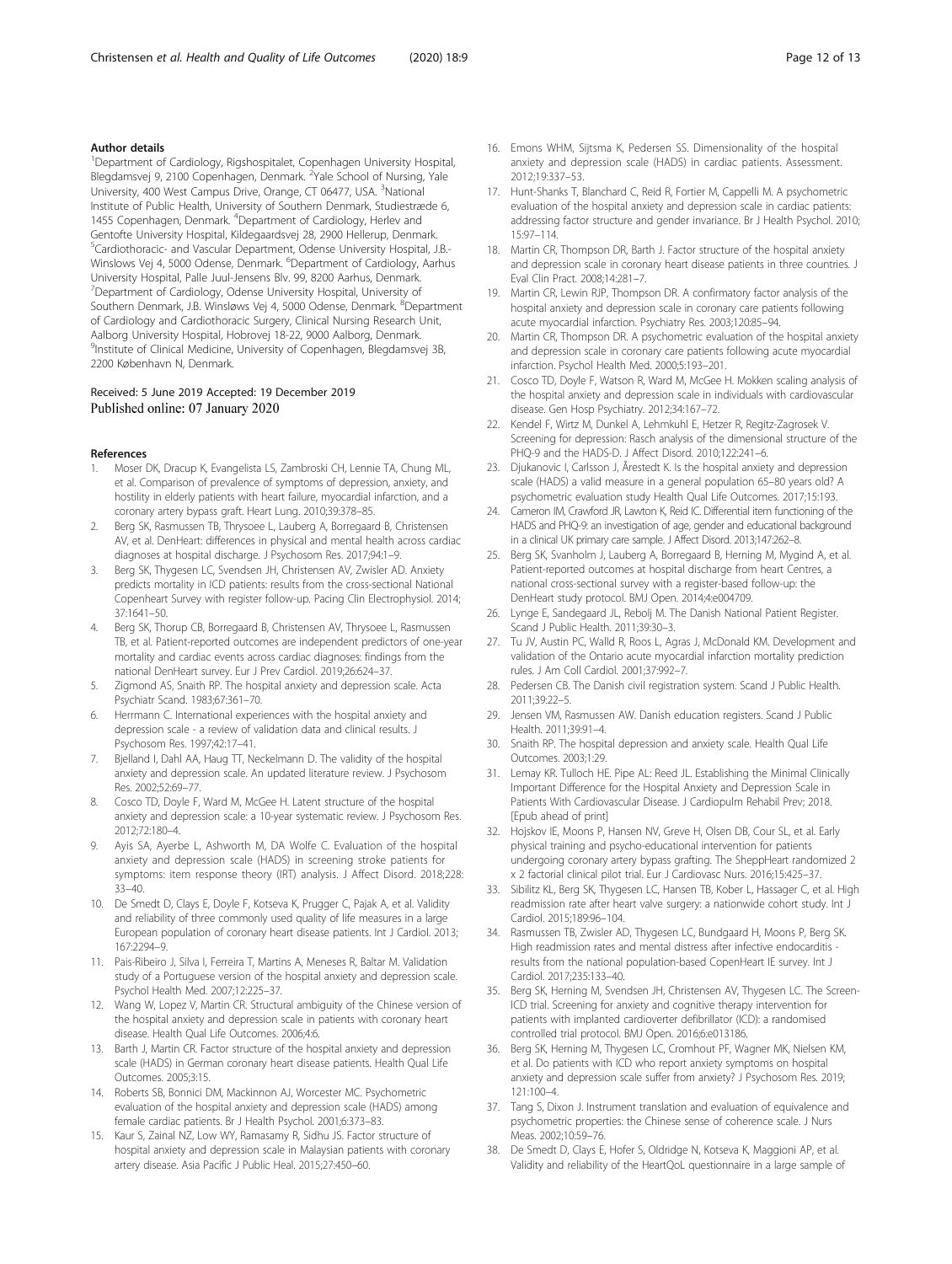## Author details

[1]Department of Cardiology, Rigshospitalet, Copenhagen University Hospital, Blegdamsvej 9, 2100 Copenhagen, Denmark. [2]Yale School of Nursing, Yale University, 400 West Campus Drive, Orange, CT 06477, USA. [3]National Institute of Public Health, University of Southern Denmark, Studiestræde 6, 1455 Copenhagen, Denmark. [4]Department of Cardiology, Herlev and Gentofte University Hospital, Kildegaardsvej 28, 2900 Hellerup, Denmark. [5]Cardiothoracic- and Vascular Department, Odense University Hospital, J.B.-Winslows Vej 4, 5000 Odense, Denmark. [6]Department of Cardiology, Aarhus University Hospital, Palle Juul-Jensens Blv. 99, 8200 Aarhus, Denmark. [7]Department of Cardiology, Odense University Hospital, University of Southern Denmark, J.B. Winsløws Vej 4, 5000 Odense, Denmark. [8]Department of Cardiology and Cardiothoracic Surgery, Clinical Nursing Research Unit, Aalborg University Hospital, Hobrovej 18-22, 9000 Aalborg, Denmark. [9]Institute of Clinical Medicine, University of Copenhagen, Blegdamsvej 3B, 2200 København N, Denmark.

Received: 5 June 2019 Accepted: 19 December 2019
Published online: 07 January 2020

## References

1. Moser DK, Dracup K, Evangelista LS, Zambroski CH, Lennie TA, Chung ML, et al. Comparison of prevalence of symptoms of depression, anxiety, and hostility in elderly patients with heart failure, myocardial infarction, and a coronary artery bypass graft. Heart Lung. 2010;39:378–85.
2. Berg SK, Rasmussen TB, Thrysoee L, Lauberg A, Borregaard B, Christensen AV, et al. DenHeart: differences in physical and mental health across cardiac diagnoses at hospital discharge. J Psychosom Res. 2017;94:1–9.
3. Berg SK, Thygesen LC, Svendsen JH, Christensen AV, Zwisler AD. Anxiety predicts mortality in ICD patients: results from the cross-sectional National Copenheart Survey with register follow-up. Pacing Clin Electrophysiol. 2014; 37:1641–50.
4. Berg SK, Thorup CB, Borregaard B, Christensen AV, Thrysoee L, Rasmussen TB, et al. Patient-reported outcomes are independent predictors of one-year mortality and cardiac events across cardiac diagnoses: findings from the national DenHeart survey. Eur J Prev Cardiol. 2019;26:624–37.
5. Zigmond AS, Snaith RP. The hospital anxiety and depression scale. Acta Psychiatr Scand. 1983;67:361–70.
6. Herrmann C. International experiences with the hospital anxiety and depression scale - a review of validation data and clinical results. J Psychosom Res. 1997;42:17–41.
7. Bjelland I, Dahl AA, Haug TT, Neckelmann D. The validity of the hospital anxiety and depression scale. An updated literature review. J Psychosom Res. 2002;52:69–77.
8. Cosco TD, Doyle F, Ward M, McGee H. Latent structure of the hospital anxiety and depression scale: a 10-year systematic review. J Psychosom Res. 2012;72:180–4.
9. Ayis SA, Ayerbe L, Ashworth M, DA Wolfe C. Evaluation of the hospital anxiety and depression scale (HADS) in screening stroke patients for symptoms: item response theory (IRT) analysis. J Affect Disord. 2018;228: 33–40.
10. De Smedt D, Clays E, Doyle F, Kotseva K, Prugger C, Pajak A, et al. Validity and reliability of three commonly used quality of life measures in a large European population of coronary heart disease patients. Int J Cardiol. 2013; 167:2294–9.
11. Pais-Ribeiro J, Silva I, Ferreira T, Martins A, Meneses R, Baltar M. Validation study of a Portuguese version of the hospital anxiety and depression scale. Psychol Health Med. 2007;12:225–37.
12. Wang W, Lopez V, Martin CR. Structural ambiguity of the Chinese version of the hospital anxiety and depression scale in patients with coronary heart disease. Health Qual Life Outcomes. 2006;4:6.
13. Barth J, Martin CR. Factor structure of the hospital anxiety and depression scale (HADS) in German coronary heart disease patients. Health Qual Life Outcomes. 2005;3:15.
14. Roberts SB, Bonnici DM, Mackinnon AJ, Worcester MC. Psychometric evaluation of the hospital anxiety and depression scale (HADS) among female cardiac patients. Br J Health Psychol. 2001;6:373–83.
15. Kaur S, Zainal NZ, Low WY, Ramasamy R, Sidhu JS. Factor structure of hospital anxiety and depression scale in Malaysian patients with coronary artery disease. Asia Pacific J Public Heal. 2015;27:450–60.
16. Emons WHM, Sijtsma K, Pedersen SS. Dimensionality of the hospital anxiety and depression scale (HADS) in cardiac patients. Assessment. 2012;19:337–53.
17. Hunt-Shanks T, Blanchard C, Reid R, Fortier M, Cappelli M. A psychometric evaluation of the hospital anxiety and depression scale in cardiac patients: addressing factor structure and gender invariance. Br J Health Psychol. 2010; 15:97–114.
18. Martin CR, Thompson DR, Barth J. Factor structure of the hospital anxiety and depression scale in coronary heart disease patients in three countries. J Eval Clin Pract. 2008;14:281–7.
19. Martin CR, Lewin RJP, Thompson DR. A confirmatory factor analysis of the hospital anxiety and depression scale in coronary care patients following acute myocardial infarction. Psychiatry Res. 2003;120:85–94.
20. Martin CR, Thompson DR. A psychometric evaluation of the hospital anxiety and depression scale in coronary care patients following acute myocardial infarction. Psychol Health Med. 2000;5:193–201.
21. Cosco TD, Doyle F, Watson R, Ward M, McGee H. Mokken scaling analysis of the hospital anxiety and depression scale in individuals with cardiovascular disease. Gen Hosp Psychiatry. 2012;34:167–72.
22. Kendel F, Wirtz M, Dunkel A, Lehmkuhl E, Hetzer R, Regitz-Zagrosek V. Screening for depression: Rasch analysis of the dimensional structure of the PHQ-9 and the HADS-D. J Affect Disord. 2010;122:241–6.
23. Djukanovic I, Carlsson J, Årestedt K. Is the hospital anxiety and depression scale (HADS) a valid measure in a general population 65–80 years old? A psychometric evaluation study Health Qual Life Outcomes. 2017;15:193.
24. Cameron IM, Crawford JR, Lawton K, Reid IC. Differential item functioning of the HADS and PHQ-9: an investigation of age, gender and educational background in a clinical UK primary care sample. J Affect Disord. 2013;147:262–8.
25. Berg SK, Svanholm J, Lauberg A, Borregaard B, Herning M, Mygind A, et al. Patient-reported outcomes at hospital discharge from heart Centres, a national cross-sectional survey with a register-based follow-up: the DenHeart study protocol. BMJ Open. 2014;4:e004709.
26. Lynge E, Sandegaard JL, Rebolj M. The Danish National Patient Register. Scand J Public Health. 2011;39:30–3.
27. Tu JV, Austin PC, Walld R, Roos L, Agras J, McDonald KM. Development and validation of the Ontario acute myocardial infarction mortality prediction rules. J Am Coll Cardiol. 2001;37:992–7.
28. Pedersen CB. The Danish civil registration system. Scand J Public Health. 2011;39:22–5.
29. Jensen VM, Rasmussen AW. Danish education registers. Scand J Public Health. 2011;39:91–4.
30. Snaith RP. The hospital depression and anxiety scale. Health Qual Life Outcomes. 2003;1:29.
31. Lemay KR. Tulloch HE. Pipe AL: Reed JL. Establishing the Minimal Clinically Important Difference for the Hospital Anxiety and Depression Scale in Patients With Cardiovascular Disease. J Cardiopulm Rehabil Prev; 2018. [Epub ahead of print]
32. Hojskov IE, Moons P, Hansen NV, Greve H, Olsen DB, Cour SL, et al. Early physical training and psycho-educational intervention for patients undergoing coronary artery bypass grafting. The SheppHeart randomized 2 x 2 factorial clinical pilot trial. Eur J Cardiovasc Nurs. 2016;15:425–37.
33. Sibilitz KL, Berg SK, Thygesen LC, Hansen TB, Kober L, Hassager C, et al. High readmission rate after heart valve surgery: a nationwide cohort study. Int J Cardiol. 2015;189:96–104.
34. Rasmussen TB, Zwisler AD, Thygesen LC, Bundgaard H, Moons P, Berg SK. High readmission rates and mental distress after infective endocarditis - results from the national population-based CopenHeart IE survey. Int J Cardiol. 2017;235:133–40.
35. Berg SK, Herning M, Svendsen JH, Christensen AV, Thygesen LC. The Screen-ICD trial. Screening for anxiety and cognitive therapy intervention for patients with implanted cardioverter defibrillator (ICD): a randomised controlled trial protocol. BMJ Open. 2016;6:e013186.
36. Berg SK, Herning M, Thygesen LC, Cromhout PF, Wagner MK, Nielsen KM, et al. Do patients with ICD who report anxiety symptoms on hospital anxiety and depression scale suffer from anxiety? J Psychosom Res. 2019; 121:100–4.
37. Tang S, Dixon J. Instrument translation and evaluation of equivalence and psychometric properties: the Chinese sense of coherence scale. J Nurs Meas. 2002;10:59–76.
38. De Smedt D, Clays E, Hofer S, Oldridge N, Kotseva K, Maggioni AP, et al. Validity and reliability of the HeartQoL questionnaire in a large sample of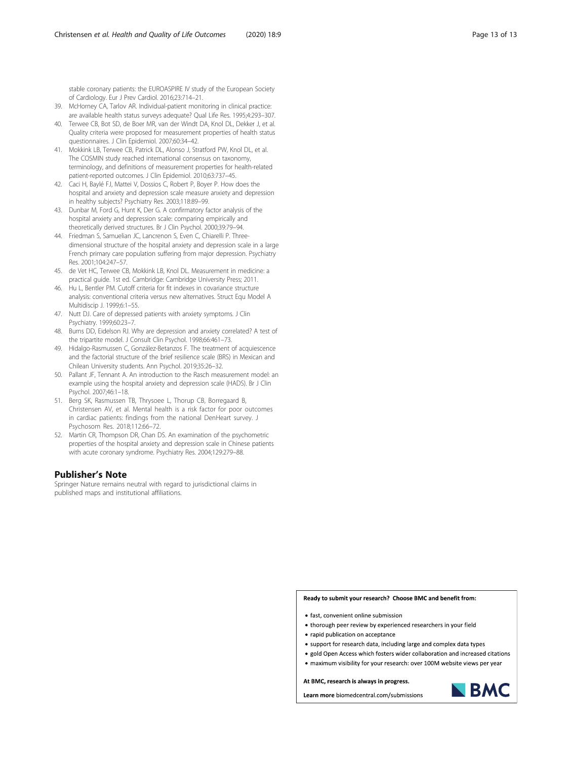stable coronary patients: the EUROASPIRE IV study of the European Society of Cardiology. Eur J Prev Cardiol. 2016;23:714–21.

39. McHorney CA, Tarlov AR. Individual-patient monitoring in clinical practice: are available health status surveys adequate? Qual Life Res. 1995;4:293–307.
40. Terwee CB, Bot SD, de Boer MR, van der Windt DA, Knol DL, Dekker J, et al. Quality criteria were proposed for measurement properties of health status questionnaires. J Clin Epidemiol. 2007;60:34–42.
41. Mokkink LB, Terwee CB, Patrick DL, Alonso J, Stratford PW, Knol DL, et al. The COSMIN study reached international consensus on taxonomy, terminology, and definitions of measurement properties for health-related patient-reported outcomes. J Clin Epidemiol. 2010;63:737–45.
42. Caci H, Baylé FJ, Mattei V, Dossios C, Robert P, Boyer P. How does the hospital and anxiety and depression scale measure anxiety and depression in healthy subjects? Psychiatry Res. 2003;118:89–99.
43. Dunbar M, Ford G, Hunt K, Der G. A confirmatory factor analysis of the hospital anxiety and depression scale: comparing empirically and theoretically derived structures. Br J Clin Psychol. 2000;39:79–94.
44. Friedman S, Samuelian JC, Lancrenon S, Even C, Chiarelli P. Three-dimensional structure of the hospital anxiety and depression scale in a large French primary care population suffering from major depression. Psychiatry Res. 2001;104:247–57.
45. de Vet HC, Terwee CB, Mokkink LB, Knol DL. Measurement in medicine: a practical guide. 1st ed. Cambridge: Cambridge University Press; 2011.
46. Hu L, Bentler PM. Cutoff criteria for fit indexes in covariance structure analysis: conventional criteria versus new alternatives. Struct Equ Model A Multidiscip J. 1999;6:1–55.
47. Nutt DJ. Care of depressed patients with anxiety symptoms. J Clin Psychiatry. 1999;60:23–7.
48. Burns DD, Eidelson RJ. Why are depression and anxiety correlated? A test of the tripartite model. J Consult Clin Psychol. 1998;66:461–73.
49. Hidalgo-Rasmussen C, González-Betanzos F. The treatment of acquiescence and the factorial structure of the brief resilience scale (BRS) in Mexican and Chilean University students. Ann Psychol. 2019;35:26–32.
50. Pallant JF, Tennant A. An introduction to the Rasch measurement model: an example using the hospital anxiety and depression scale (HADS). Br J Clin Psychol. 2007;46:1–18.
51. Berg SK, Rasmussen TB, Thrysoee L, Thorup CB, Borregaard B, Christensen AV, et al. Mental health is a risk factor for poor outcomes in cardiac patients: findings from the national DenHeart survey. J Psychosom Res. 2018;112:66–72.
52. Martin CR, Thompson DR, Chan DS. An examination of the psychometric properties of the hospital anxiety and depression scale in Chinese patients with acute coronary syndrome. Psychiatry Res. 2004;129:279–88.

## Publisher's Note

Springer Nature remains neutral with regard to jurisdictional claims in published maps and institutional affiliations.

**Ready to submit your research? Choose BMC and benefit from:**

- fast, convenient online submission
- thorough peer review by experienced researchers in your field
- rapid publication on acceptance
- support for research data, including large and complex data types
- gold Open Access which fosters wider collaboration and increased citations
- maximum visibility for your research: over 100M website views per year

**At BMC, research is always in progress.**

**Learn more** biomedcentral.com/submissions

BMC